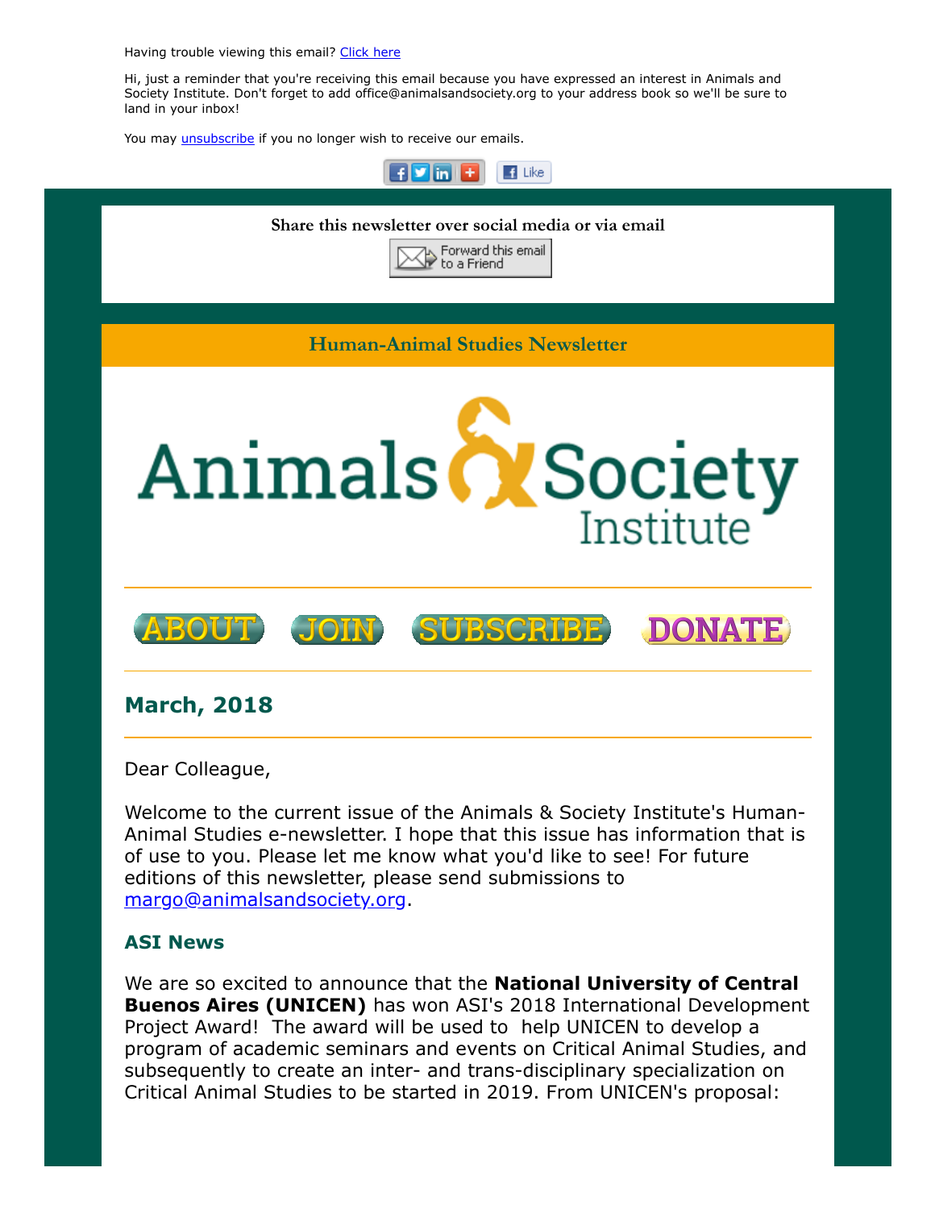Having trouble viewing this email? [Click here]

Hi, just a reminder that you're receiving this email because you have expressed an interest in Animals and Society Institute. Don't forget to add office@animalsandsociety.org to your address book so we'll be sure to land in your inbox!

You may [unsubscribe] if you no longer wish to receive our emails.

Share this newsletter over social media or via email

Forward this email to a Friend

Human-Animal Studies Newsletter

Animals & Society Institute

ABOUT JOIN SUBSCRIBE DONATE

## March, 2018

Dear Colleague,

Welcome to the current issue of the Animals & Society Institute's Human-Animal Studies e-newsletter. I hope that this issue has information that is of use to you. Please let me know what you'd like to see! For future editions of this newsletter, please send submissions to margo@animalsandsociety.org.

### ASI News

We are so excited to announce that the **National University of Central Buenos Aires (UNICEN)** has won ASI's 2018 International Development Project Award! The award will be used to help UNICEN to develop a program of academic seminars and events on Critical Animal Studies, and subsequently to create an inter- and trans-disciplinary specialization on Critical Animal Studies to be started in 2019. From UNICEN's proposal: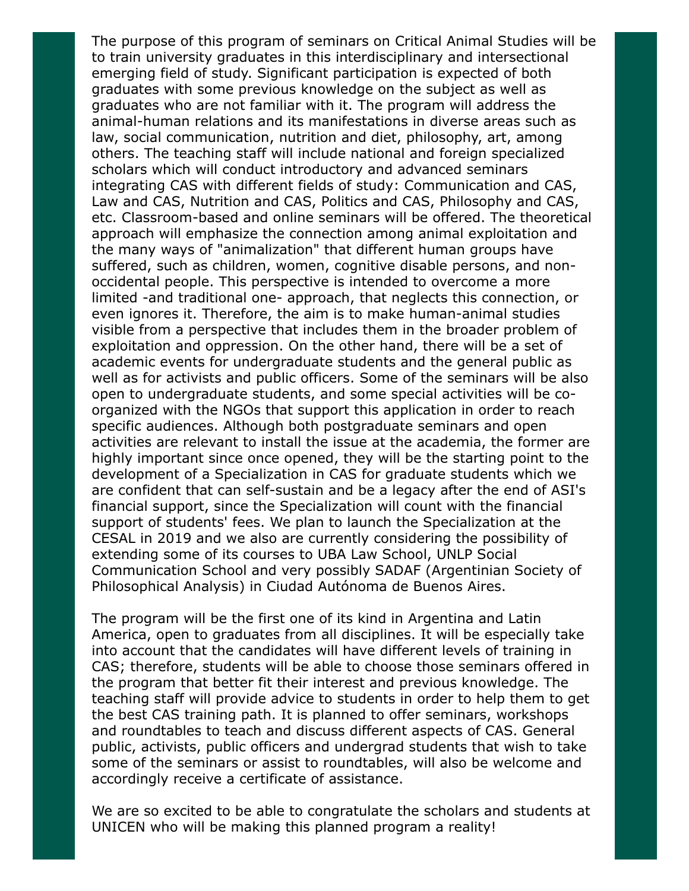The purpose of this program of seminars on Critical Animal Studies will be to train university graduates in this interdisciplinary and intersectional emerging field of study. Significant participation is expected of both graduates with some previous knowledge on the subject as well as graduates who are not familiar with it. The program will address the animal-human relations and its manifestations in diverse areas such as law, social communication, nutrition and diet, philosophy, art, among others. The teaching staff will include national and foreign specialized scholars which will conduct introductory and advanced seminars integrating CAS with different fields of study: Communication and CAS, Law and CAS, Nutrition and CAS, Politics and CAS, Philosophy and CAS, etc. Classroom-based and online seminars will be offered. The theoretical approach will emphasize the connection among animal exploitation and the many ways of "animalization" that different human groups have suffered, such as children, women, cognitive disable persons, and non-occidental people. This perspective is intended to overcome a more limited -and traditional one- approach, that neglects this connection, or even ignores it. Therefore, the aim is to make human-animal studies visible from a perspective that includes them in the broader problem of exploitation and oppression. On the other hand, there will be a set of academic events for undergraduate students and the general public as well as for activists and public officers. Some of the seminars will be also open to undergraduate students, and some special activities will be co-organized with the NGOs that support this application in order to reach specific audiences. Although both postgraduate seminars and open activities are relevant to install the issue at the academia, the former are highly important since once opened, they will be the starting point to the development of a Specialization in CAS for graduate students which we are confident that can self-sustain and be a legacy after the end of ASI's financial support, since the Specialization will count with the financial support of students' fees. We plan to launch the Specialization at the CESAL in 2019 and we also are currently considering the possibility of extending some of its courses to UBA Law School, UNLP Social Communication School and very possibly SADAF (Argentinian Society of Philosophical Analysis) in Ciudad Autónoma de Buenos Aires.

The program will be the first one of its kind in Argentina and Latin America, open to graduates from all disciplines. It will be especially take into account that the candidates will have different levels of training in CAS; therefore, students will be able to choose those seminars offered in the program that better fit their interest and previous knowledge. The teaching staff will provide advice to students in order to help them to get the best CAS training path. It is planned to offer seminars, workshops and roundtables to teach and discuss different aspects of CAS. General public, activists, public officers and undergrad students that wish to take some of the seminars or assist to roundtables, will also be welcome and accordingly receive a certificate of assistance.

We are so excited to be able to congratulate the scholars and students at UNICEN who will be making this planned program a reality!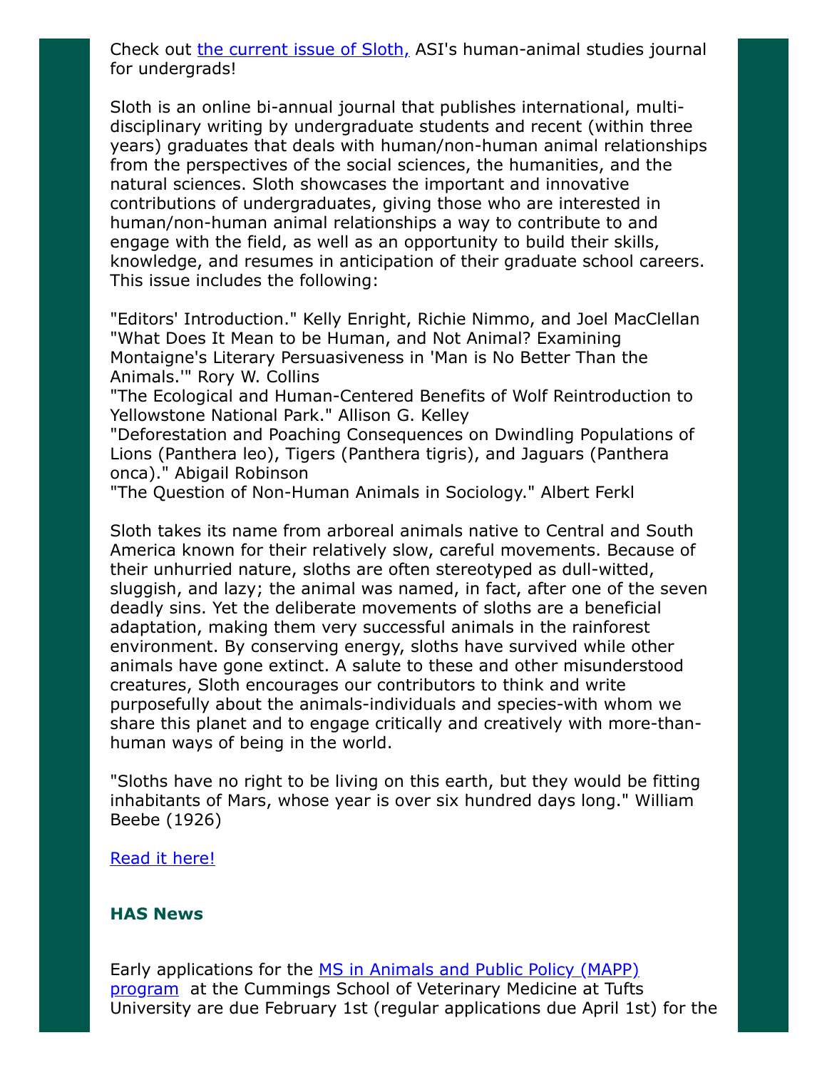Check out [the current issue of Sloth,](#) ASI's human-animal studies journal for undergrads!

Sloth is an online bi-annual journal that publishes international, multi-disciplinary writing by undergraduate students and recent (within three years) graduates that deals with human/non-human animal relationships from the perspectives of the social sciences, the humanities, and the natural sciences. Sloth showcases the important and innovative contributions of undergraduates, giving those who are interested in human/non-human animal relationships a way to contribute to and engage with the field, as well as an opportunity to build their skills, knowledge, and resumes in anticipation of their graduate school careers. This issue includes the following:

"Editors' Introduction." Kelly Enright, Richie Nimmo, and Joel MacClellan
"What Does It Mean to be Human, and Not Animal? Examining Montaigne's Literary Persuasiveness in 'Man is No Better Than the Animals.'" Rory W. Collins
"The Ecological and Human-Centered Benefits of Wolf Reintroduction to Yellowstone National Park." Allison G. Kelley
"Deforestation and Poaching Consequences on Dwindling Populations of Lions (Panthera leo), Tigers (Panthera tigris), and Jaguars (Panthera onca)." Abigail Robinson
"The Question of Non-Human Animals in Sociology." Albert Ferkl

Sloth takes its name from arboreal animals native to Central and South America known for their relatively slow, careful movements. Because of their unhurried nature, sloths are often stereotyped as dull-witted, sluggish, and lazy; the animal was named, in fact, after one of the seven deadly sins. Yet the deliberate movements of sloths are a beneficial adaptation, making them very successful animals in the rainforest environment. By conserving energy, sloths have survived while other animals have gone extinct. A salute to these and other misunderstood creatures, Sloth encourages our contributors to think and write purposefully about the animals-individuals and species-with whom we share this planet and to engage critically and creatively with more-than-human ways of being in the world.

"Sloths have no right to be living on this earth, but they would be fitting inhabitants of Mars, whose year is over six hundred days long." William Beebe (1926)

[Read it here!](#)

### HAS News

Early applications for the [MS in Animals and Public Policy (MAPP) program](#) at the Cummings School of Veterinary Medicine at Tufts University are due February 1st (regular applications due April 1st) for the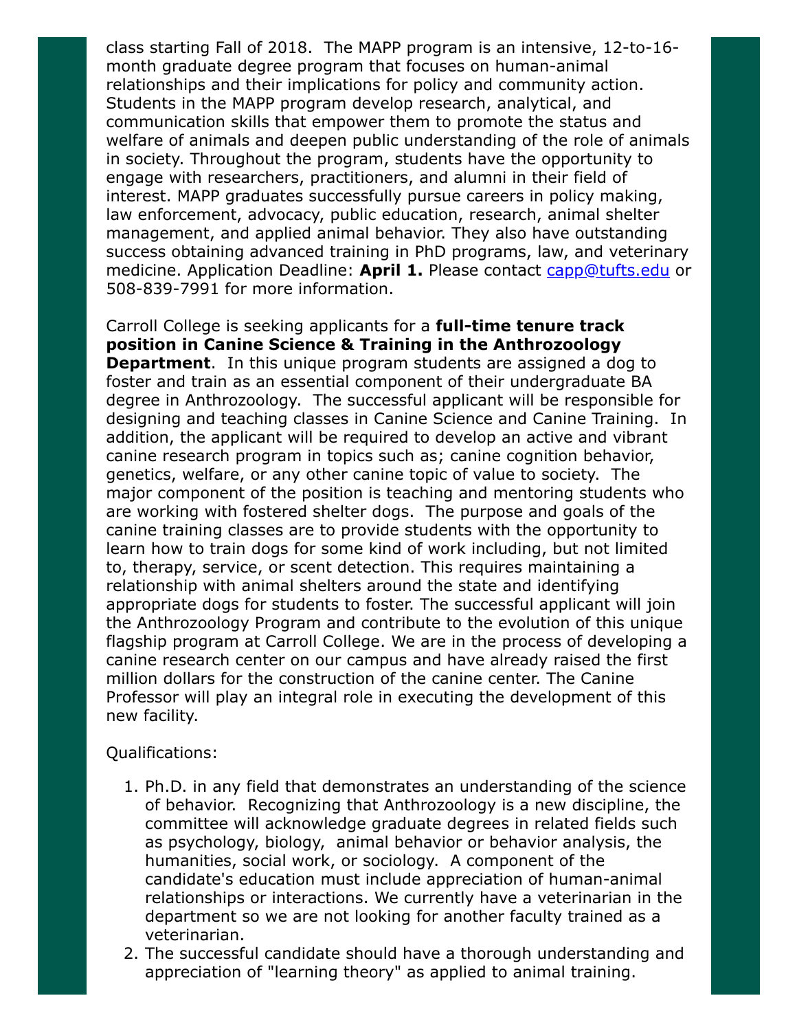class starting Fall of 2018. The MAPP program is an intensive, 12-to-16-month graduate degree program that focuses on human-animal relationships and their implications for policy and community action. Students in the MAPP program develop research, analytical, and communication skills that empower them to promote the status and welfare of animals and deepen public understanding of the role of animals in society. Throughout the program, students have the opportunity to engage with researchers, practitioners, and alumni in their field of interest. MAPP graduates successfully pursue careers in policy making, law enforcement, advocacy, public education, research, animal shelter management, and applied animal behavior. They also have outstanding success obtaining advanced training in PhD programs, law, and veterinary medicine. Application Deadline: **April 1.** Please contact capp@tufts.edu or 508-839-7991 for more information.

Carroll College is seeking applicants for a **full-time tenure track position in Canine Science & Training in the Anthrozoology Department**. In this unique program students are assigned a dog to foster and train as an essential component of their undergraduate BA degree in Anthrozoology. The successful applicant will be responsible for designing and teaching classes in Canine Science and Canine Training. In addition, the applicant will be required to develop an active and vibrant canine research program in topics such as; canine cognition behavior, genetics, welfare, or any other canine topic of value to society. The major component of the position is teaching and mentoring students who are working with fostered shelter dogs. The purpose and goals of the canine training classes are to provide students with the opportunity to learn how to train dogs for some kind of work including, but not limited to, therapy, service, or scent detection. This requires maintaining a relationship with animal shelters around the state and identifying appropriate dogs for students to foster. The successful applicant will join the Anthrozoology Program and contribute to the evolution of this unique flagship program at Carroll College. We are in the process of developing a canine research center on our campus and have already raised the first million dollars for the construction of the canine center. The Canine Professor will play an integral role in executing the development of this new facility.

Qualifications:

1. Ph.D. in any field that demonstrates an understanding of the science of behavior. Recognizing that Anthrozoology is a new discipline, the committee will acknowledge graduate degrees in related fields such as psychology, biology, animal behavior or behavior analysis, the humanities, social work, or sociology. A component of the candidate's education must include appreciation of human-animal relationships or interactions. We currently have a veterinarian in the department so we are not looking for another faculty trained as a veterinarian.
2. The successful candidate should have a thorough understanding and appreciation of "learning theory" as applied to animal training.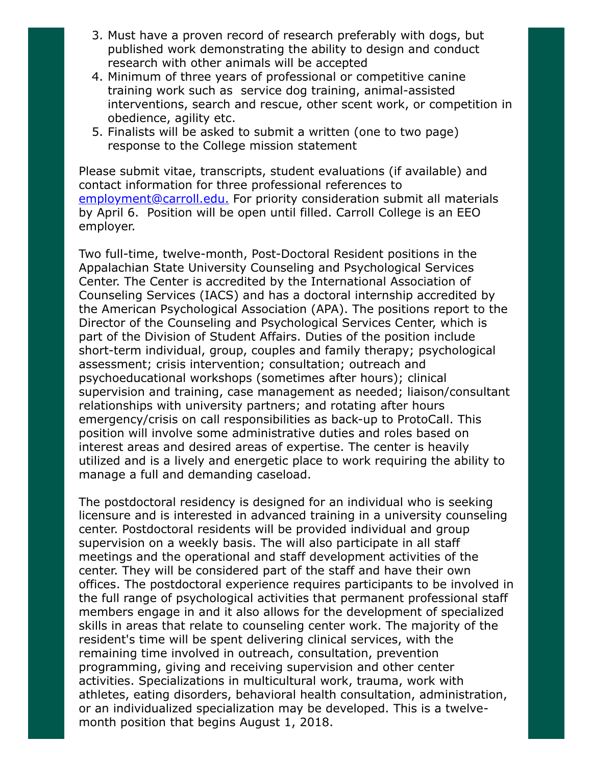3. Must have a proven record of research preferably with dogs, but published work demonstrating the ability to design and conduct research with other animals will be accepted
4. Minimum of three years of professional or competitive canine training work such as service dog training, animal-assisted interventions, search and rescue, other scent work, or competition in obedience, agility etc.
5. Finalists will be asked to submit a written (one to two page) response to the College mission statement

Please submit vitae, transcripts, student evaluations (if available) and contact information for three professional references to [employment@carroll.edu.](mailto:employment@carroll.edu) For priority consideration submit all materials by April 6. Position will be open until filled. Carroll College is an EEO employer.

Two full-time, twelve-month, Post-Doctoral Resident positions in the Appalachian State University Counseling and Psychological Services Center. The Center is accredited by the International Association of Counseling Services (IACS) and has a doctoral internship accredited by the American Psychological Association (APA). The positions report to the Director of the Counseling and Psychological Services Center, which is part of the Division of Student Affairs. Duties of the position include short-term individual, group, couples and family therapy; psychological assessment; crisis intervention; consultation; outreach and psychoeducational workshops (sometimes after hours); clinical supervision and training, case management as needed; liaison/consultant relationships with university partners; and rotating after hours emergency/crisis on call responsibilities as back-up to ProtoCall. This position will involve some administrative duties and roles based on interest areas and desired areas of expertise. The center is heavily utilized and is a lively and energetic place to work requiring the ability to manage a full and demanding caseload.

The postdoctoral residency is designed for an individual who is seeking licensure and is interested in advanced training in a university counseling center. Postdoctoral residents will be provided individual and group supervision on a weekly basis. The will also participate in all staff meetings and the operational and staff development activities of the center. They will be considered part of the staff and have their own offices. The postdoctoral experience requires participants to be involved in the full range of psychological activities that permanent professional staff members engage in and it also allows for the development of specialized skills in areas that relate to counseling center work. The majority of the resident's time will be spent delivering clinical services, with the remaining time involved in outreach, consultation, prevention programming, giving and receiving supervision and other center activities. Specializations in multicultural work, trauma, work with athletes, eating disorders, behavioral health consultation, administration, or an individualized specialization may be developed. This is a twelve-month position that begins August 1, 2018.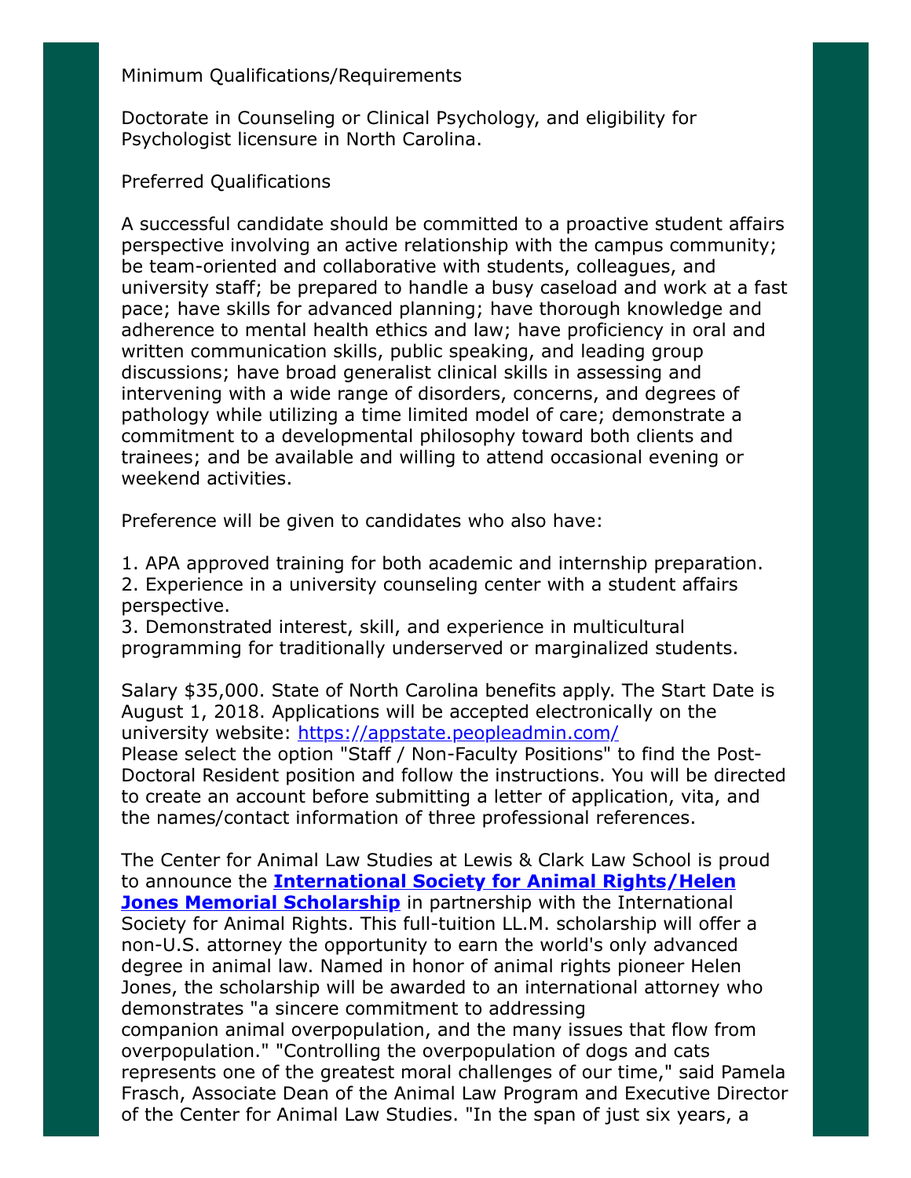Minimum Qualifications/Requirements

Doctorate in Counseling or Clinical Psychology, and eligibility for Psychologist licensure in North Carolina.

Preferred Qualifications

A successful candidate should be committed to a proactive student affairs perspective involving an active relationship with the campus community; be team-oriented and collaborative with students, colleagues, and university staff; be prepared to handle a busy caseload and work at a fast pace; have skills for advanced planning; have thorough knowledge and adherence to mental health ethics and law; have proficiency in oral and written communication skills, public speaking, and leading group discussions; have broad generalist clinical skills in assessing and intervening with a wide range of disorders, concerns, and degrees of pathology while utilizing a time limited model of care; demonstrate a commitment to a developmental philosophy toward both clients and trainees; and be available and willing to attend occasional evening or weekend activities.

Preference will be given to candidates who also have:

1. APA approved training for both academic and internship preparation.
2. Experience in a university counseling center with a student affairs perspective.
3. Demonstrated interest, skill, and experience in multicultural programming for traditionally underserved or marginalized students.

Salary $35,000. State of North Carolina benefits apply. The Start Date is August 1, 2018. Applications will be accepted electronically on the university website: https://appstate.peopleadmin.com/
Please select the option "Staff / Non-Faculty Positions" to find the Post-Doctoral Resident position and follow the instructions. You will be directed to create an account before submitting a letter of application, vita, and the names/contact information of three professional references.

The Center for Animal Law Studies at Lewis & Clark Law School is proud to announce the **International Society for Animal Rights/Helen Jones Memorial Scholarship** in partnership with the International Society for Animal Rights. This full-tuition LL.M. scholarship will offer a non-U.S. attorney the opportunity to earn the world's only advanced degree in animal law. Named in honor of animal rights pioneer Helen Jones, the scholarship will be awarded to an international attorney who demonstrates "a sincere commitment to addressing companion animal overpopulation, and the many issues that flow from overpopulation." "Controlling the overpopulation of dogs and cats represents one of the greatest moral challenges of our time," said Pamela Frasch, Associate Dean of the Animal Law Program and Executive Director of the Center for Animal Law Studies. "In the span of just six years, a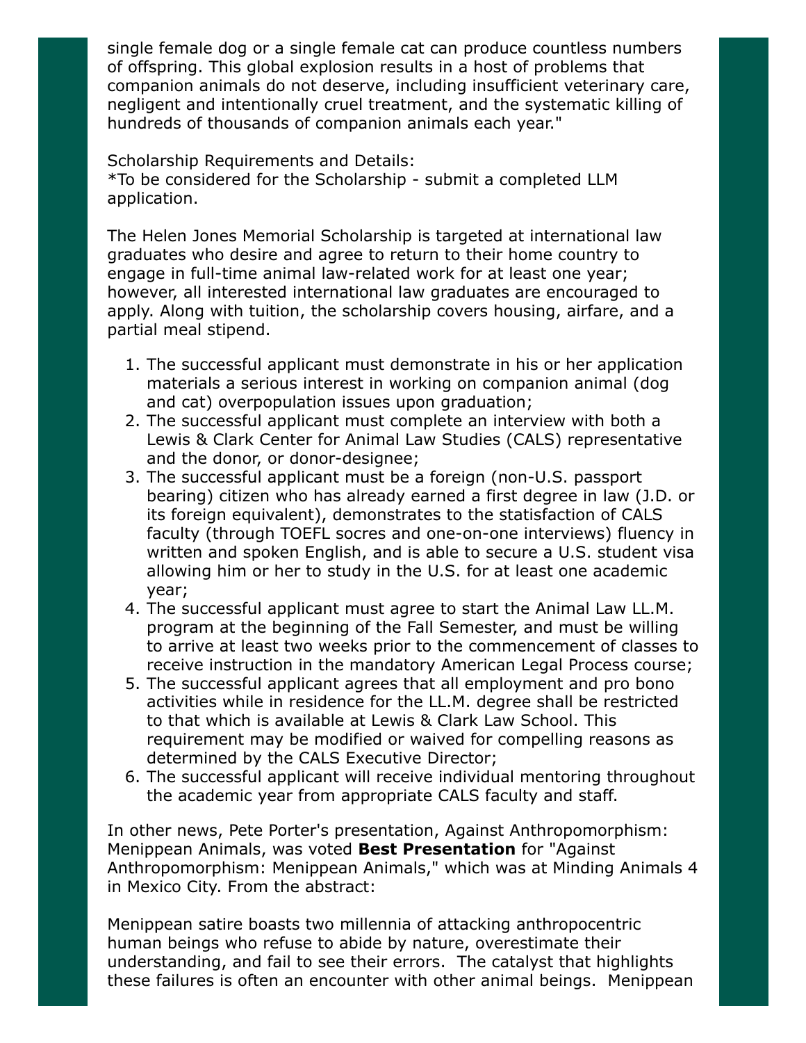single female dog or a single female cat can produce countless numbers of offspring. This global explosion results in a host of problems that companion animals do not deserve, including insufficient veterinary care, negligent and intentionally cruel treatment, and the systematic killing of hundreds of thousands of companion animals each year."

Scholarship Requirements and Details:
*To be considered for the Scholarship - submit a completed LLM application.

The Helen Jones Memorial Scholarship is targeted at international law graduates who desire and agree to return to their home country to engage in full-time animal law-related work for at least one year; however, all interested international law graduates are encouraged to apply. Along with tuition, the scholarship covers housing, airfare, and a partial meal stipend.

1. The successful applicant must demonstrate in his or her application materials a serious interest in working on companion animal (dog and cat) overpopulation issues upon graduation;
2. The successful applicant must complete an interview with both a Lewis & Clark Center for Animal Law Studies (CALS) representative and the donor, or donor-designee;
3. The successful applicant must be a foreign (non-U.S. passport bearing) citizen who has already earned a first degree in law (J.D. or its foreign equivalent), demonstrates to the satisfaction of CALS faculty (through TOEFL socres and one-on-one interviews) fluency in written and spoken English, and is able to secure a U.S. student visa allowing him or her to study in the U.S. for at least one academic year;
4. The successful applicant must agree to start the Animal Law LL.M. program at the beginning of the Fall Semester, and must be willing to arrive at least two weeks prior to the commencement of classes to receive instruction in the mandatory American Legal Process course;
5. The successful applicant agrees that all employment and pro bono activities while in residence for the LL.M. degree shall be restricted to that which is available at Lewis & Clark Law School. This requirement may be modified or waived for compelling reasons as determined by the CALS Executive Director;
6. The successful applicant will receive individual mentoring throughout the academic year from appropriate CALS faculty and staff.

In other news, Pete Porter's presentation, Against Anthropomorphism: Menippean Animals, was voted **Best Presentation** for "Against Anthropomorphism: Menippean Animals," which was at Minding Animals 4 in Mexico City. From the abstract:

Menippean satire boasts two millennia of attacking anthropocentric human beings who refuse to abide by nature, overestimate their understanding, and fail to see their errors. The catalyst that highlights these failures is often an encounter with other animal beings. Menippean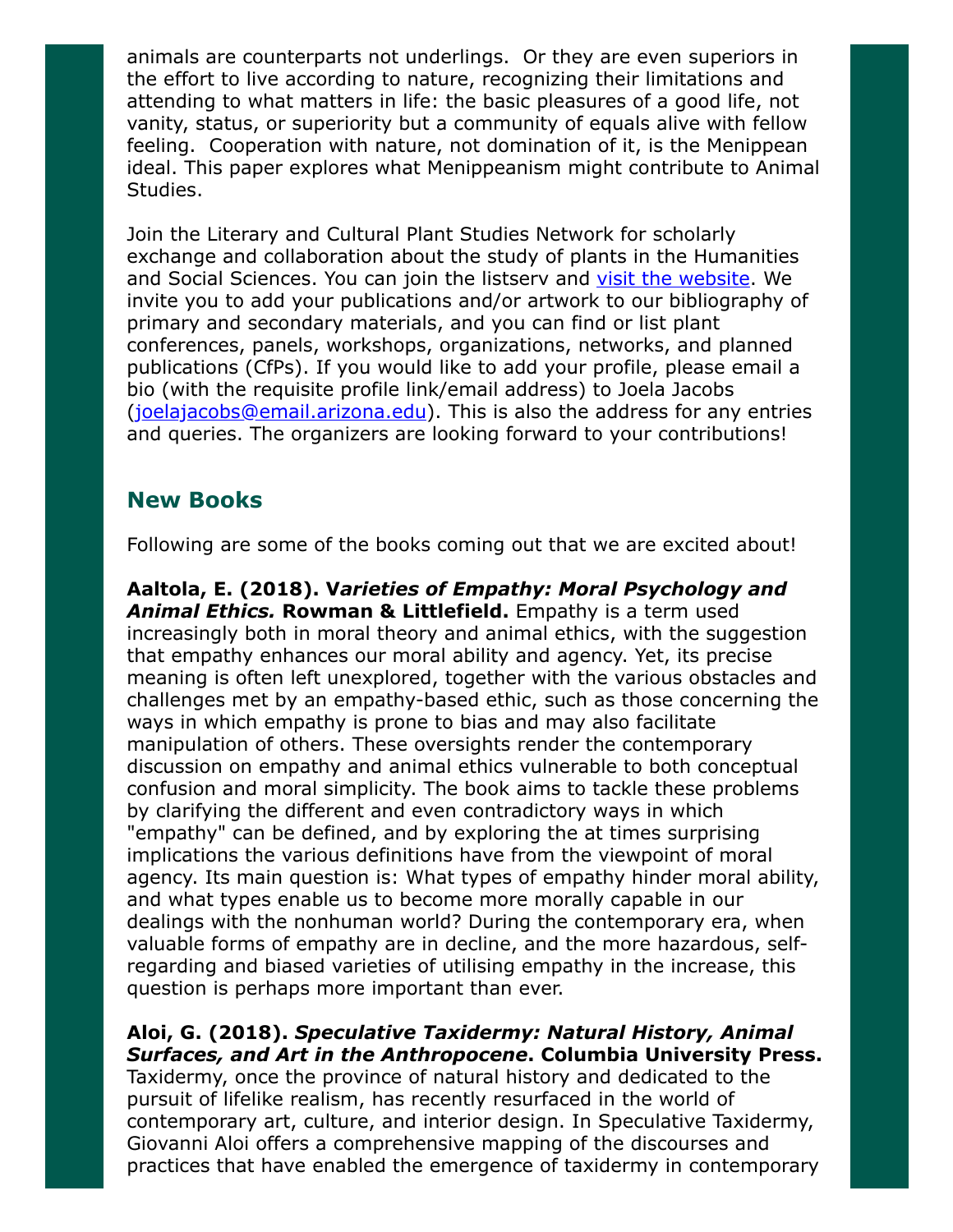animals are counterparts not underlings. Or they are even superiors in the effort to live according to nature, recognizing their limitations and attending to what matters in life: the basic pleasures of a good life, not vanity, status, or superiority but a community of equals alive with fellow feeling. Cooperation with nature, not domination of it, is the Menippean ideal. This paper explores what Menippeanism might contribute to Animal Studies.

Join the Literary and Cultural Plant Studies Network for scholarly exchange and collaboration about the study of plants in the Humanities and Social Sciences. You can join the listserv and visit the website. We invite you to add your publications and/or artwork to our bibliography of primary and secondary materials, and you can find or list plant conferences, panels, workshops, organizations, networks, and planned publications (CfPs). If you would like to add your profile, please email a bio (with the requisite profile link/email address) to Joela Jacobs (joelajacobs@email.arizona.edu). This is also the address for any entries and queries. The organizers are looking forward to your contributions!

## New Books

Following are some of the books coming out that we are excited about!

**Aaltola, E. (2018). V*arieties of Empathy: Moral Psychology and Animal Ethics.* Rowman & Littlefield.** Empathy is a term used increasingly both in moral theory and animal ethics, with the suggestion that empathy enhances our moral ability and agency. Yet, its precise meaning is often left unexplored, together with the various obstacles and challenges met by an empathy-based ethic, such as those concerning the ways in which empathy is prone to bias and may also facilitate manipulation of others. These oversights render the contemporary discussion on empathy and animal ethics vulnerable to both conceptual confusion and moral simplicity. The book aims to tackle these problems by clarifying the different and even contradictory ways in which "empathy" can be defined, and by exploring the at times surprising implications the various definitions have from the viewpoint of moral agency. Its main question is: What types of empathy hinder moral ability, and what types enable us to become more morally capable in our dealings with the nonhuman world? During the contemporary era, when valuable forms of empathy are in decline, and the more hazardous, self-regarding and biased varieties of utilising empathy in the increase, this question is perhaps more important than ever.

**Aloi, G. (2018). *Speculative Taxidermy: Natural History, Animal Surfaces, and Art in the Anthropocene*. Columbia University Press.** Taxidermy, once the province of natural history and dedicated to the pursuit of lifelike realism, has recently resurfaced in the world of contemporary art, culture, and interior design. In Speculative Taxidermy, Giovanni Aloi offers a comprehensive mapping of the discourses and practices that have enabled the emergence of taxidermy in contemporary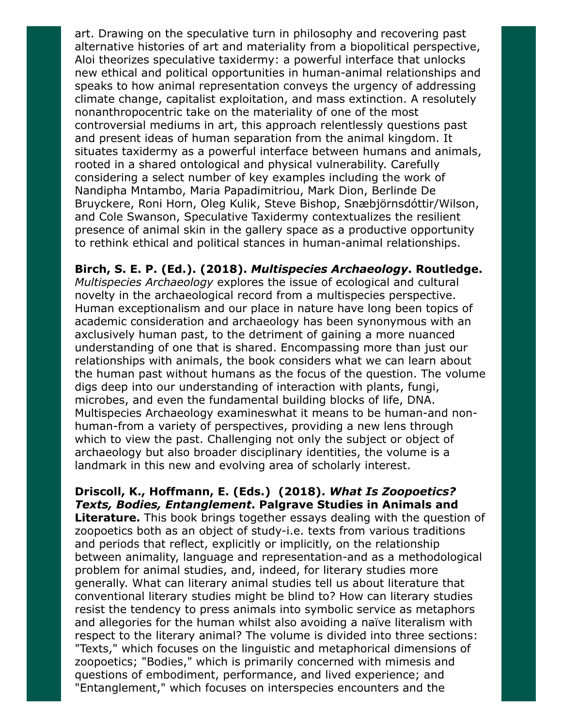art. Drawing on the speculative turn in philosophy and recovering past alternative histories of art and materiality from a biopolitical perspective, Aloi theorizes speculative taxidermy: a powerful interface that unlocks new ethical and political opportunities in human-animal relationships and speaks to how animal representation conveys the urgency of addressing climate change, capitalist exploitation, and mass extinction. A resolutely nonanthropocentric take on the materiality of one of the most controversial mediums in art, this approach relentlessly questions past and present ideas of human separation from the animal kingdom. It situates taxidermy as a powerful interface between humans and animals, rooted in a shared ontological and physical vulnerability. Carefully considering a select number of key examples including the work of Nandipha Mntambo, Maria Papadimitriou, Mark Dion, Berlinde De Bruyckere, Roni Horn, Oleg Kulik, Steve Bishop, Snæbjörnsdóttir/Wilson, and Cole Swanson, Speculative Taxidermy contextualizes the resilient presence of animal skin in the gallery space as a productive opportunity to rethink ethical and political stances in human-animal relationships.

**Birch, S. E. P. (Ed.). (2018). *Multispecies Archaeology*. Routledge.** *Multispecies Archaeology* explores the issue of ecological and cultural novelty in the archaeological record from a multispecies perspective. Human exceptionalism and our place in nature have long been topics of academic consideration and archaeology has been synonymous with an axclusively human past, to the detriment of gaining a more nuanced understanding of one that is shared. Encompassing more than just our relationships with animals, the book considers what we can learn about the human past without humans as the focus of the question. The volume digs deep into our understanding of interaction with plants, fungi, microbes, and even the fundamental building blocks of life, DNA. Multispecies Archaeology examineswhat it means to be human-and non-human-from a variety of perspectives, providing a new lens through which to view the past. Challenging not only the subject or object of archaeology but also broader disciplinary identities, the volume is a landmark in this new and evolving area of scholarly interest.

**Driscoll, K., Hoffmann, E. (Eds.) (2018). *What Is Zoopoetics? Texts, Bodies, Entanglement*. Palgrave Studies in Animals and Literature.** This book brings together essays dealing with the question of zoopoetics both as an object of study-i.e. texts from various traditions and periods that reflect, explicitly or implicitly, on the relationship between animality, language and representation-and as a methodological problem for animal studies, and, indeed, for literary studies more generally. What can literary animal studies tell us about literature that conventional literary studies might be blind to? How can literary studies resist the tendency to press animals into symbolic service as metaphors and allegories for the human whilst also avoiding a naïve literalism with respect to the literary animal? The volume is divided into three sections: "Texts," which focuses on the linguistic and metaphorical dimensions of zoopoetics; "Bodies," which is primarily concerned with mimesis and questions of embodiment, performance, and lived experience; and "Entanglement," which focuses on interspecies encounters and the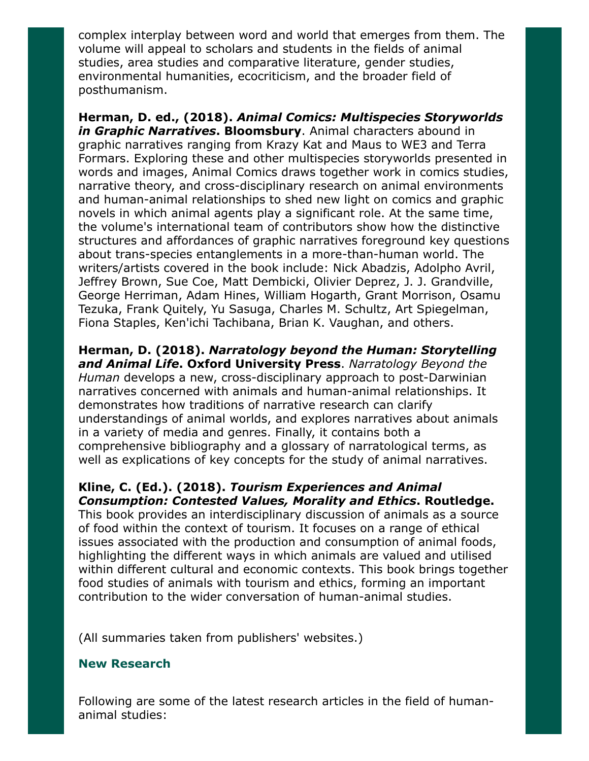complex interplay between word and world that emerges from them. The volume will appeal to scholars and students in the fields of animal studies, area studies and comparative literature, gender studies, environmental humanities, ecocriticism, and the broader field of posthumanism.

**Herman, D. ed., (2018).** ***Animal Comics: Multispecies Storyworlds in Graphic Narratives*****. Bloomsbury**. Animal characters abound in graphic narratives ranging from Krazy Kat and Maus to WE3 and Terra Formars. Exploring these and other multispecies storyworlds presented in words and images, Animal Comics draws together work in comics studies, narrative theory, and cross-disciplinary research on animal environments and human-animal relationships to shed new light on comics and graphic novels in which animal agents play a significant role. At the same time, the volume's international team of contributors show how the distinctive structures and affordances of graphic narratives foreground key questions about trans-species entanglements in a more-than-human world. The writers/artists covered in the book include: Nick Abadzis, Adolpho Avril, Jeffrey Brown, Sue Coe, Matt Dembicki, Olivier Deprez, J. J. Grandville, George Herriman, Adam Hines, William Hogarth, Grant Morrison, Osamu Tezuka, Frank Quitely, Yu Sasuga, Charles M. Schultz, Art Spiegelman, Fiona Staples, Ken'ichi Tachibana, Brian K. Vaughan, and others.

**Herman, D. (2018).** ***Narratology beyond the Human: Storytelling and Animal Life*****. Oxford University Press**. *Narratology Beyond the Human* develops a new, cross-disciplinary approach to post-Darwinian narratives concerned with animals and human-animal relationships. It demonstrates how traditions of narrative research can clarify understandings of animal worlds, and explores narratives about animals in a variety of media and genres. Finally, it contains both a comprehensive bibliography and a glossary of narratological terms, as well as explications of key concepts for the study of animal narratives.

**Kline, C. (Ed.). (2018).** ***Tourism Experiences and Animal Consumption: Contested Values, Morality and Ethics*****. Routledge.** This book provides an interdisciplinary discussion of animals as a source of food within the context of tourism. It focuses on a range of ethical issues associated with the production and consumption of animal foods, highlighting the different ways in which animals are valued and utilised within different cultural and economic contexts. This book brings together food studies of animals with tourism and ethics, forming an important contribution to the wider conversation of human-animal studies.

(All summaries taken from publishers' websites.)

## New Research

Following are some of the latest research articles in the field of human-animal studies: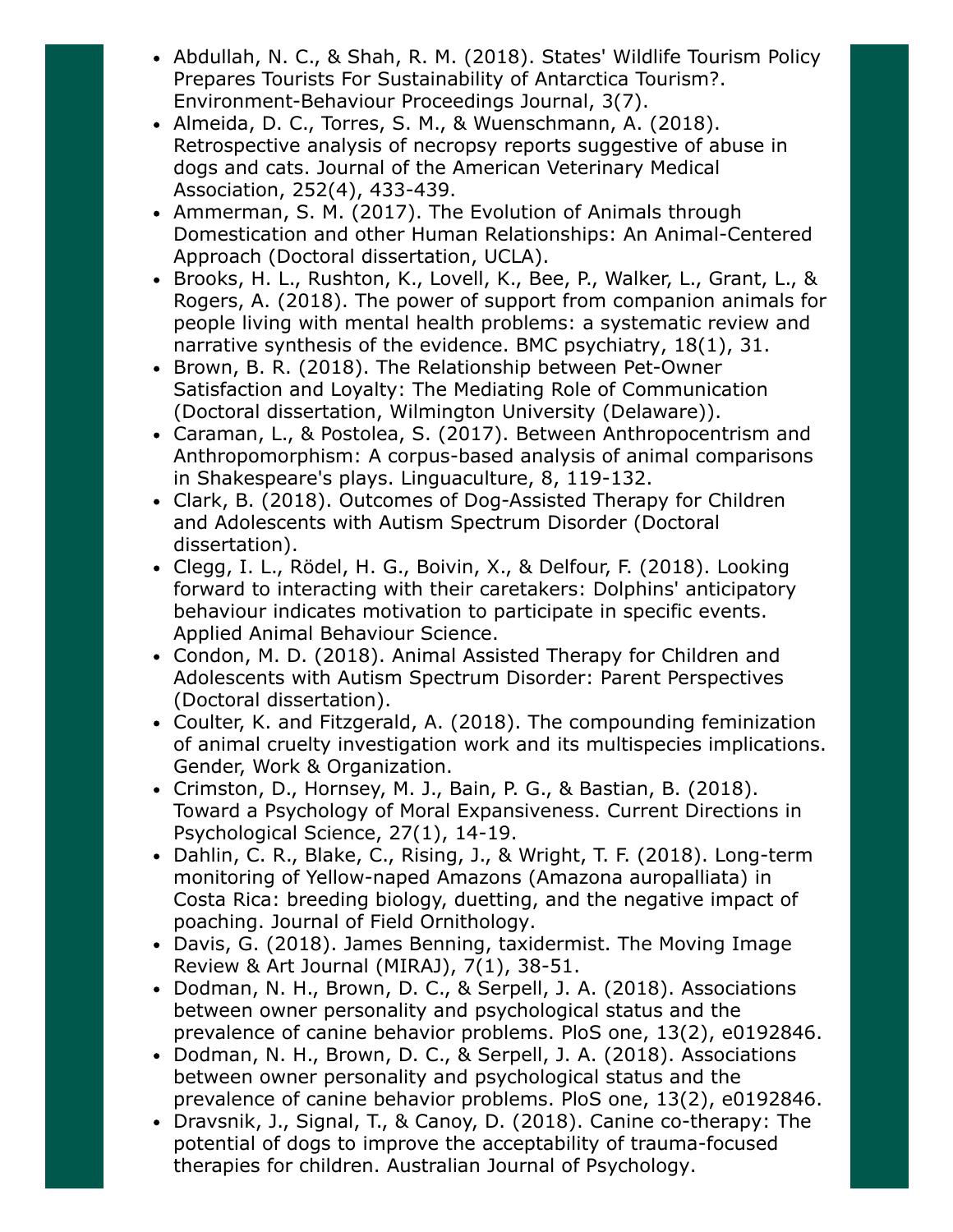- Abdullah, N. C., & Shah, R. M. (2018). States' Wildlife Tourism Policy Prepares Tourists For Sustainability of Antarctica Tourism?. Environment-Behaviour Proceedings Journal, 3(7).
- Almeida, D. C., Torres, S. M., & Wuenschmann, A. (2018). Retrospective analysis of necropsy reports suggestive of abuse in dogs and cats. Journal of the American Veterinary Medical Association, 252(4), 433-439.
- Ammerman, S. M. (2017). The Evolution of Animals through Domestication and other Human Relationships: An Animal-Centered Approach (Doctoral dissertation, UCLA).
- Brooks, H. L., Rushton, K., Lovell, K., Bee, P., Walker, L., Grant, L., & Rogers, A. (2018). The power of support from companion animals for people living with mental health problems: a systematic review and narrative synthesis of the evidence. BMC psychiatry, 18(1), 31.
- Brown, B. R. (2018). The Relationship between Pet-Owner Satisfaction and Loyalty: The Mediating Role of Communication (Doctoral dissertation, Wilmington University (Delaware)).
- Caraman, L., & Postolea, S. (2017). Between Anthropocentrism and Anthropomorphism: A corpus-based analysis of animal comparisons in Shakespeare's plays. Linguaculture, 8, 119-132.
- Clark, B. (2018). Outcomes of Dog-Assisted Therapy for Children and Adolescents with Autism Spectrum Disorder (Doctoral dissertation).
- Clegg, I. L., Rödel, H. G., Boivin, X., & Delfour, F. (2018). Looking forward to interacting with their caretakers: Dolphins' anticipatory behaviour indicates motivation to participate in specific events. Applied Animal Behaviour Science.
- Condon, M. D. (2018). Animal Assisted Therapy for Children and Adolescents with Autism Spectrum Disorder: Parent Perspectives (Doctoral dissertation).
- Coulter, K. and Fitzgerald, A. (2018). The compounding feminization of animal cruelty investigation work and its multispecies implications. Gender, Work & Organization.
- Crimston, D., Hornsey, M. J., Bain, P. G., & Bastian, B. (2018). Toward a Psychology of Moral Expansiveness. Current Directions in Psychological Science, 27(1), 14-19.
- Dahlin, C. R., Blake, C., Rising, J., & Wright, T. F. (2018). Long-term monitoring of Yellow-naped Amazons (Amazona auropalliata) in Costa Rica: breeding biology, duetting, and the negative impact of poaching. Journal of Field Ornithology.
- Davis, G. (2018). James Benning, taxidermist. The Moving Image Review & Art Journal (MIRAJ), 7(1), 38-51.
- Dodman, N. H., Brown, D. C., & Serpell, J. A. (2018). Associations between owner personality and psychological status and the prevalence of canine behavior problems. PloS one, 13(2), e0192846.
- Dodman, N. H., Brown, D. C., & Serpell, J. A. (2018). Associations between owner personality and psychological status and the prevalence of canine behavior problems. PloS one, 13(2), e0192846.
- Dravsnik, J., Signal, T., & Canoy, D. (2018). Canine co-therapy: The potential of dogs to improve the acceptability of trauma-focused therapies for children. Australian Journal of Psychology.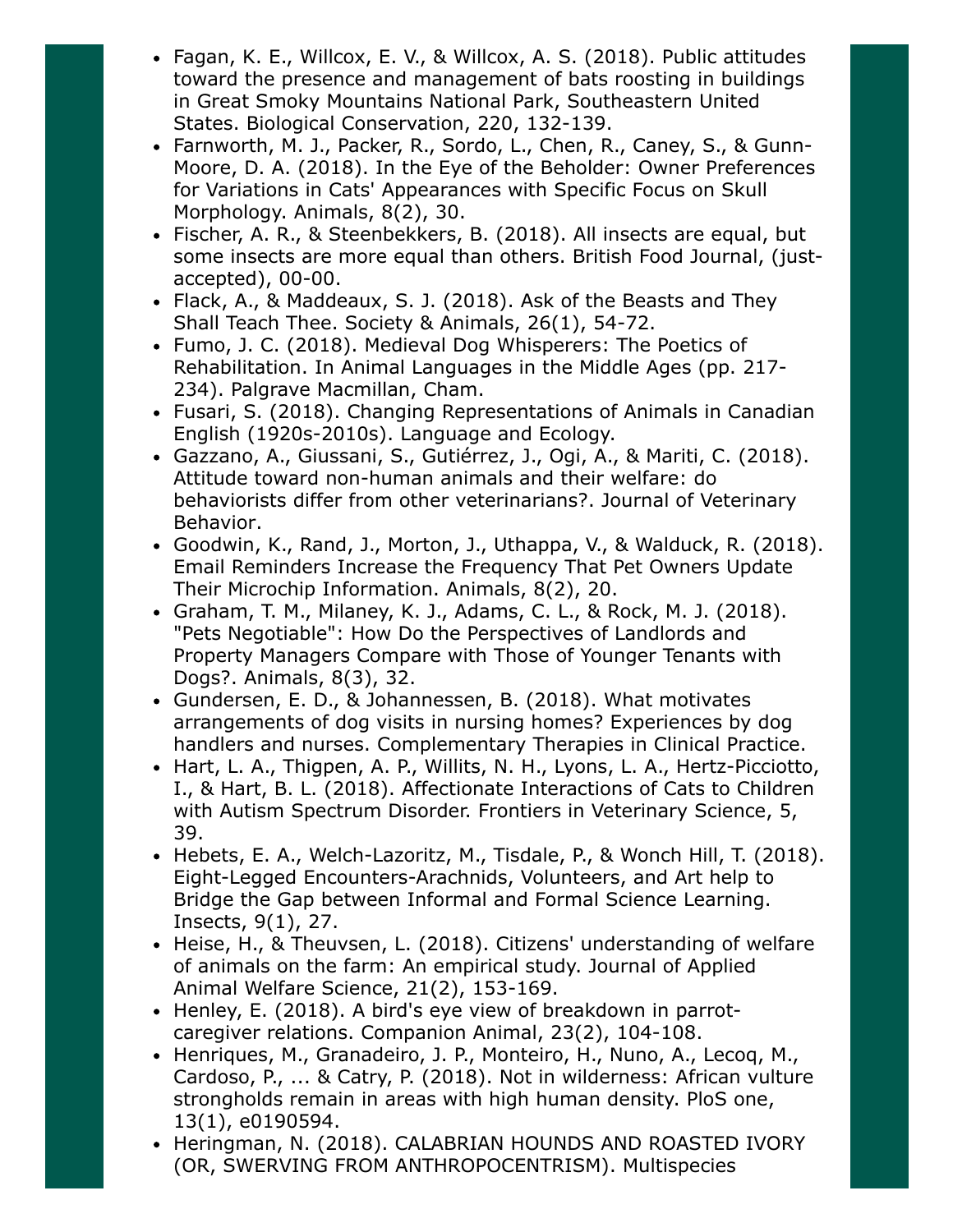- Fagan, K. E., Willcox, E. V., & Willcox, A. S. (2018). Public attitudes toward the presence and management of bats roosting in buildings in Great Smoky Mountains National Park, Southeastern United States. Biological Conservation, 220, 132-139.
- Farnworth, M. J., Packer, R., Sordo, L., Chen, R., Caney, S., & Gunn-Moore, D. A. (2018). In the Eye of the Beholder: Owner Preferences for Variations in Cats' Appearances with Specific Focus on Skull Morphology. Animals, 8(2), 30.
- Fischer, A. R., & Steenbekkers, B. (2018). All insects are equal, but some insects are more equal than others. British Food Journal, (just-accepted), 00-00.
- Flack, A., & Maddeaux, S. J. (2018). Ask of the Beasts and They Shall Teach Thee. Society & Animals, 26(1), 54-72.
- Fumo, J. C. (2018). Medieval Dog Whisperers: The Poetics of Rehabilitation. In Animal Languages in the Middle Ages (pp. 217-234). Palgrave Macmillan, Cham.
- Fusari, S. (2018). Changing Representations of Animals in Canadian English (1920s-2010s). Language and Ecology.
- Gazzano, A., Giussani, S., Gutiérrez, J., Ogi, A., & Mariti, C. (2018). Attitude toward non-human animals and their welfare: do behaviorists differ from other veterinarians?. Journal of Veterinary Behavior.
- Goodwin, K., Rand, J., Morton, J., Uthappa, V., & Walduck, R. (2018). Email Reminders Increase the Frequency That Pet Owners Update Their Microchip Information. Animals, 8(2), 20.
- Graham, T. M., Milaney, K. J., Adams, C. L., & Rock, M. J. (2018). "Pets Negotiable": How Do the Perspectives of Landlords and Property Managers Compare with Those of Younger Tenants with Dogs?. Animals, 8(3), 32.
- Gundersen, E. D., & Johannessen, B. (2018). What motivates arrangements of dog visits in nursing homes? Experiences by dog handlers and nurses. Complementary Therapies in Clinical Practice.
- Hart, L. A., Thigpen, A. P., Willits, N. H., Lyons, L. A., Hertz-Picciotto, I., & Hart, B. L. (2018). Affectionate Interactions of Cats to Children with Autism Spectrum Disorder. Frontiers in Veterinary Science, 5, 39.
- Hebets, E. A., Welch-Lazoritz, M., Tisdale, P., & Wonch Hill, T. (2018). Eight-Legged Encounters-Arachnids, Volunteers, and Art help to Bridge the Gap between Informal and Formal Science Learning. Insects, 9(1), 27.
- Heise, H., & Theuvsen, L. (2018). Citizens' understanding of welfare of animals on the farm: An empirical study. Journal of Applied Animal Welfare Science, 21(2), 153-169.
- Henley, E. (2018). A bird's eye view of breakdown in parrot-caregiver relations. Companion Animal, 23(2), 104-108.
- Henriques, M., Granadeiro, J. P., Monteiro, H., Nuno, A., Lecoq, M., Cardoso, P., ... & Catry, P. (2018). Not in wilderness: African vulture strongholds remain in areas with high human density. PloS one, 13(1), e0190594.
- Heringman, N. (2018). CALABRIAN HOUNDS AND ROASTED IVORY (OR, SWERVING FROM ANTHROPOCENTRISM). Multispecies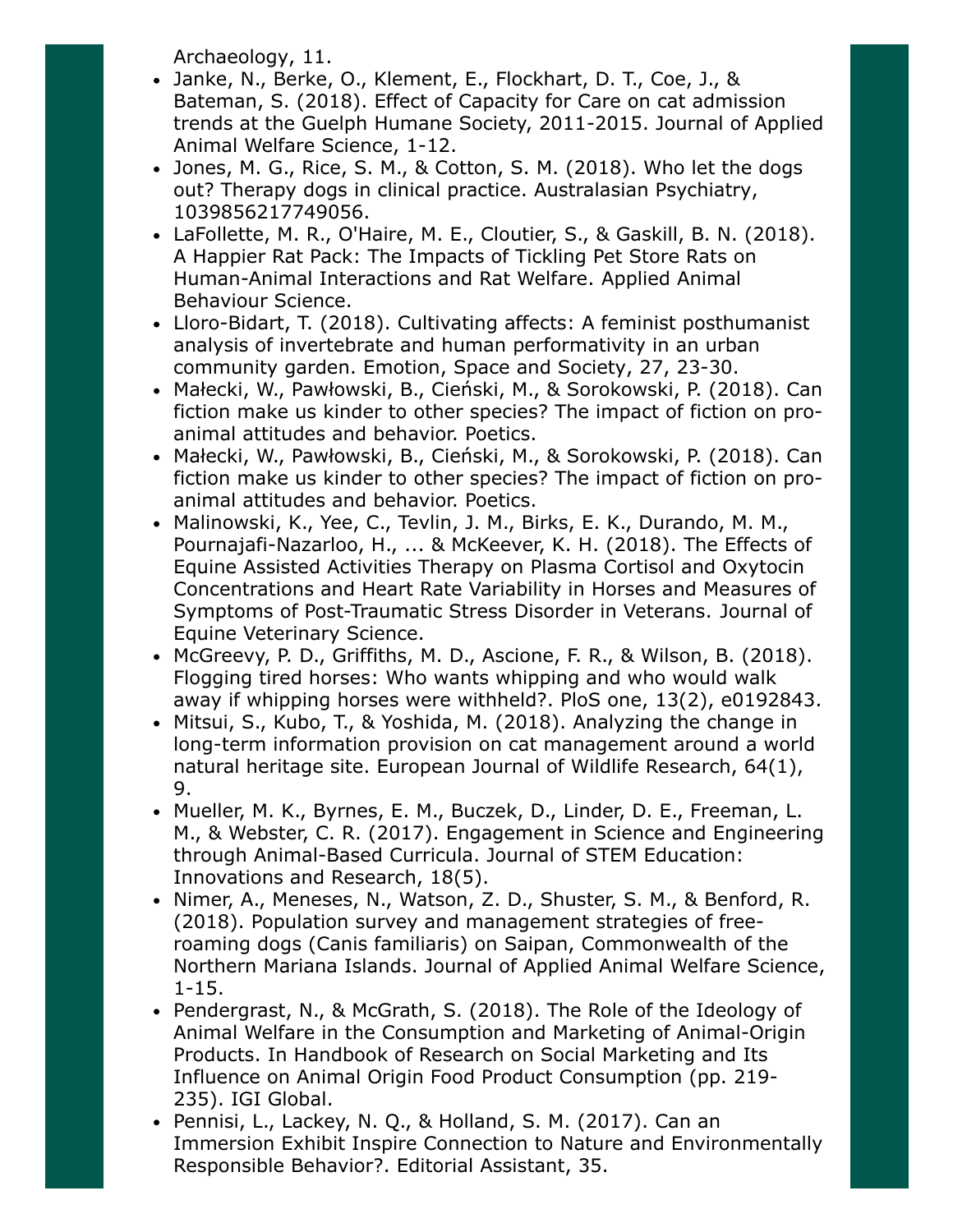Archaeology, 11.

- Janke, N., Berke, O., Klement, E., Flockhart, D. T., Coe, J., & Bateman, S. (2018). Effect of Capacity for Care on cat admission trends at the Guelph Humane Society, 2011-2015. Journal of Applied Animal Welfare Science, 1-12.
- Jones, M. G., Rice, S. M., & Cotton, S. M. (2018). Who let the dogs out? Therapy dogs in clinical practice. Australasian Psychiatry, 1039856217749056.
- LaFollette, M. R., O'Haire, M. E., Cloutier, S., & Gaskill, B. N. (2018). A Happier Rat Pack: The Impacts of Tickling Pet Store Rats on Human-Animal Interactions and Rat Welfare. Applied Animal Behaviour Science.
- Lloro-Bidart, T. (2018). Cultivating affects: A feminist posthumanist analysis of invertebrate and human performativity in an urban community garden. Emotion, Space and Society, 27, 23-30.
- Małecki, W., Pawłowski, B., Cieński, M., & Sorokowski, P. (2018). Can fiction make us kinder to other species? The impact of fiction on pro-animal attitudes and behavior. Poetics.
- Małecki, W., Pawłowski, B., Cieński, M., & Sorokowski, P. (2018). Can fiction make us kinder to other species? The impact of fiction on pro-animal attitudes and behavior. Poetics.
- Malinowski, K., Yee, C., Tevlin, J. M., Birks, E. K., Durando, M. M., Pournajafi-Nazarloo, H., ... & McKeever, K. H. (2018). The Effects of Equine Assisted Activities Therapy on Plasma Cortisol and Oxytocin Concentrations and Heart Rate Variability in Horses and Measures of Symptoms of Post-Traumatic Stress Disorder in Veterans. Journal of Equine Veterinary Science.
- McGreevy, P. D., Griffiths, M. D., Ascione, F. R., & Wilson, B. (2018). Flogging tired horses: Who wants whipping and who would walk away if whipping horses were withheld?. PloS one, 13(2), e0192843.
- Mitsui, S., Kubo, T., & Yoshida, M. (2018). Analyzing the change in long-term information provision on cat management around a world natural heritage site. European Journal of Wildlife Research, 64(1), 9.
- Mueller, M. K., Byrnes, E. M., Buczek, D., Linder, D. E., Freeman, L. M., & Webster, C. R. (2017). Engagement in Science and Engineering through Animal-Based Curricula. Journal of STEM Education: Innovations and Research, 18(5).
- Nimer, A., Meneses, N., Watson, Z. D., Shuster, S. M., & Benford, R. (2018). Population survey and management strategies of free-roaming dogs (Canis familiaris) on Saipan, Commonwealth of the Northern Mariana Islands. Journal of Applied Animal Welfare Science, 1-15.
- Pendergrast, N., & McGrath, S. (2018). The Role of the Ideology of Animal Welfare in the Consumption and Marketing of Animal-Origin Products. In Handbook of Research on Social Marketing and Its Influence on Animal Origin Food Product Consumption (pp. 219-235). IGI Global.
- Pennisi, L., Lackey, N. Q., & Holland, S. M. (2017). Can an Immersion Exhibit Inspire Connection to Nature and Environmentally Responsible Behavior?. Editorial Assistant, 35.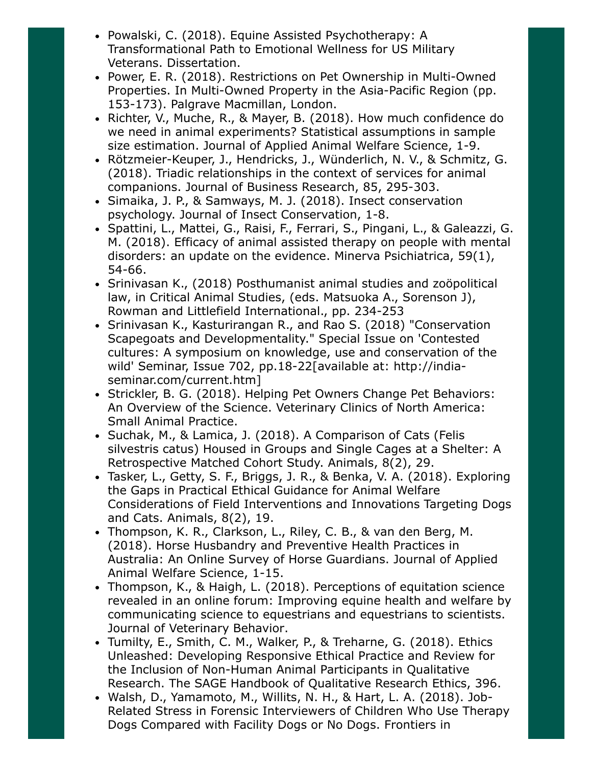- Powalski, C. (2018). Equine Assisted Psychotherapy: A Transformational Path to Emotional Wellness for US Military Veterans. Dissertation.
- Power, E. R. (2018). Restrictions on Pet Ownership in Multi-Owned Properties. In Multi-Owned Property in the Asia-Pacific Region (pp. 153-173). Palgrave Macmillan, London.
- Richter, V., Muche, R., & Mayer, B. (2018). How much confidence do we need in animal experiments? Statistical assumptions in sample size estimation. Journal of Applied Animal Welfare Science, 1-9.
- Rötzmeier-Keuper, J., Hendricks, J., Wünderlich, N. V., & Schmitz, G. (2018). Triadic relationships in the context of services for animal companions. Journal of Business Research, 85, 295-303.
- Simaika, J. P., & Samways, M. J. (2018). Insect conservation psychology. Journal of Insect Conservation, 1-8.
- Spattini, L., Mattei, G., Raisi, F., Ferrari, S., Pingani, L., & Galeazzi, G. M. (2018). Efficacy of animal assisted therapy on people with mental disorders: an update on the evidence. Minerva Psichiatrica, 59(1), 54-66.
- Srinivasan K., (2018) Posthumanist animal studies and zoöpolitical law, in Critical Animal Studies, (eds. Matsuoka A., Sorenson J), Rowman and Littlefield International., pp. 234-253
- Srinivasan K., Kasturirangan R., and Rao S. (2018) "Conservation Scapegoats and Developmentality." Special Issue on 'Contested cultures: A symposium on knowledge, use and conservation of the wild' Seminar, Issue 702, pp.18-22[available at: http://india-seminar.com/current.htm]
- Strickler, B. G. (2018). Helping Pet Owners Change Pet Behaviors: An Overview of the Science. Veterinary Clinics of North America: Small Animal Practice.
- Suchak, M., & Lamica, J. (2018). A Comparison of Cats (Felis silvestris catus) Housed in Groups and Single Cages at a Shelter: A Retrospective Matched Cohort Study. Animals, 8(2), 29.
- Tasker, L., Getty, S. F., Briggs, J. R., & Benka, V. A. (2018). Exploring the Gaps in Practical Ethical Guidance for Animal Welfare Considerations of Field Interventions and Innovations Targeting Dogs and Cats. Animals, 8(2), 19.
- Thompson, K. R., Clarkson, L., Riley, C. B., & van den Berg, M. (2018). Horse Husbandry and Preventive Health Practices in Australia: An Online Survey of Horse Guardians. Journal of Applied Animal Welfare Science, 1-15.
- Thompson, K., & Haigh, L. (2018). Perceptions of equitation science revealed in an online forum: Improving equine health and welfare by communicating science to equestrians and equestrians to scientists. Journal of Veterinary Behavior.
- Tumilty, E., Smith, C. M., Walker, P., & Treharne, G. (2018). Ethics Unleashed: Developing Responsive Ethical Practice and Review for the Inclusion of Non-Human Animal Participants in Qualitative Research. The SAGE Handbook of Qualitative Research Ethics, 396.
- Walsh, D., Yamamoto, M., Willits, N. H., & Hart, L. A. (2018). Job-Related Stress in Forensic Interviewers of Children Who Use Therapy Dogs Compared with Facility Dogs or No Dogs. Frontiers in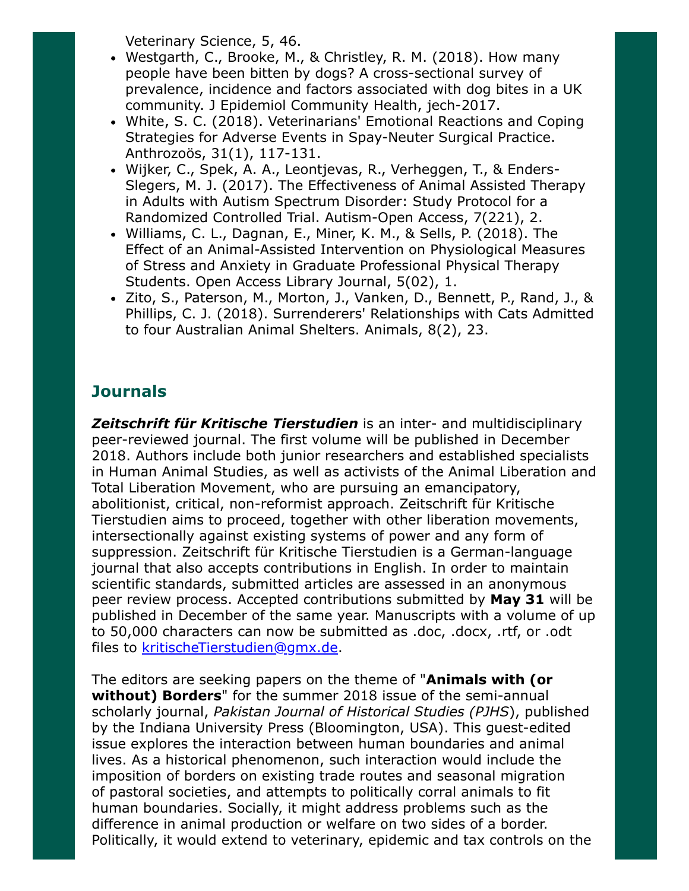Veterinary Science, 5, 46.

- Westgarth, C., Brooke, M., & Christley, R. M. (2018). How many people have been bitten by dogs? A cross-sectional survey of prevalence, incidence and factors associated with dog bites in a UK community. J Epidemiol Community Health, jech-2017.
- White, S. C. (2018). Veterinarians' Emotional Reactions and Coping Strategies for Adverse Events in Spay-Neuter Surgical Practice. Anthrozoös, 31(1), 117-131.
- Wijker, C., Spek, A. A., Leontjevas, R., Verheggen, T., & Enders-Slegers, M. J. (2017). The Effectiveness of Animal Assisted Therapy in Adults with Autism Spectrum Disorder: Study Protocol for a Randomized Controlled Trial. Autism-Open Access, 7(221), 2.
- Williams, C. L., Dagnan, E., Miner, K. M., & Sells, P. (2018). The Effect of an Animal-Assisted Intervention on Physiological Measures of Stress and Anxiety in Graduate Professional Physical Therapy Students. Open Access Library Journal, 5(02), 1.
- Zito, S., Paterson, M., Morton, J., Vanken, D., Bennett, P., Rand, J., & Phillips, C. J. (2018). Surrenderers' Relationships with Cats Admitted to four Australian Animal Shelters. Animals, 8(2), 23.

## Journals

***Zeitschrift für Kritische Tierstudien*** is an inter- and multidisciplinary peer-reviewed journal. The first volume will be published in December 2018. Authors include both junior researchers and established specialists in Human Animal Studies, as well as activists of the Animal Liberation and Total Liberation Movement, who are pursuing an emancipatory, abolitionist, critical, non-reformist approach. Zeitschrift für Kritische Tierstudien aims to proceed, together with other liberation movements, intersectionally against existing systems of power and any form of suppression. Zeitschrift für Kritische Tierstudien is a German-language journal that also accepts contributions in English. In order to maintain scientific standards, submitted articles are assessed in an anonymous peer review process. Accepted contributions submitted by **May 31** will be published in December of the same year. Manuscripts with a volume of up to 50,000 characters can now be submitted as .doc, .docx, .rtf, or .odt files to kritischeTierstudien@gmx.de.

The editors are seeking papers on the theme of "**Animals with (or without) Borders**" for the summer 2018 issue of the semi-annual scholarly journal, *Pakistan Journal of Historical Studies (PJHS*), published by the Indiana University Press (Bloomington, USA). This guest-edited issue explores the interaction between human boundaries and animal lives. As a historical phenomenon, such interaction would include the imposition of borders on existing trade routes and seasonal migration of pastoral societies, and attempts to politically corral animals to fit human boundaries. Socially, it might address problems such as the difference in animal production or welfare on two sides of a border. Politically, it would extend to veterinary, epidemic and tax controls on the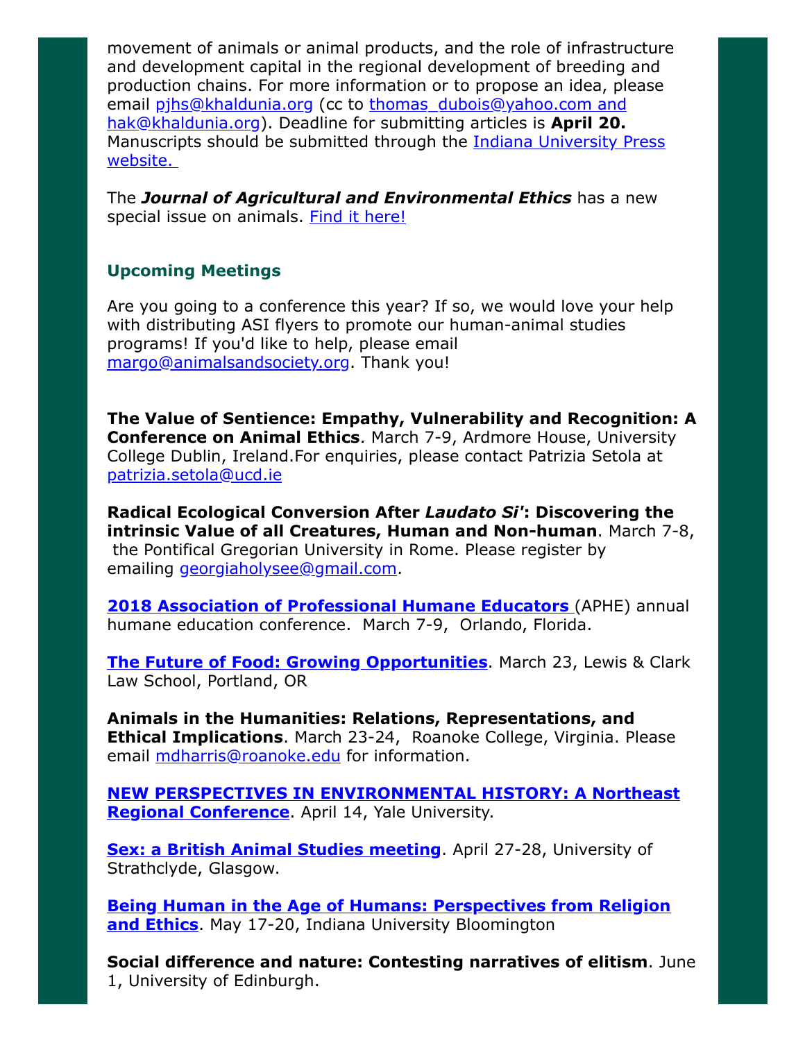movement of animals or animal products, and the role of infrastructure and development capital in the regional development of breeding and production chains. For more information or to propose an idea, please email pjhs@khaldunia.org (cc to thomas_dubois@yahoo.com and hak@khaldunia.org). Deadline for submitting articles is **April 20.** Manuscripts should be submitted through the Indiana University Press website.

The ***Journal of Agricultural and Environmental Ethics*** has a new special issue on animals. Find it here!

### Upcoming Meetings

Are you going to a conference this year? If so, we would love your help with distributing ASI flyers to promote our human-animal studies programs! If you'd like to help, please email margo@animalsandsociety.org. Thank you!

**The Value of Sentience: Empathy, Vulnerability and Recognition: A Conference on Animal Ethics**. March 7-9, Ardmore House, University College Dublin, Ireland.For enquiries, please contact Patrizia Setola at patrizia.setola@ucd.ie

**Radical Ecological Conversion After *Laudato Si'*: Discovering the intrinsic Value of all Creatures, Human and Non-human**. March 7-8, the Pontifical Gregorian University in Rome. Please register by emailing georgiaholysee@gmail.com.

**2018 Association of Professional Humane Educators** (APHE) annual humane education conference. March 7-9, Orlando, Florida.

**The Future of Food: Growing Opportunities**. March 23, Lewis & Clark Law School, Portland, OR

**Animals in the Humanities: Relations, Representations, and Ethical Implications**. March 23-24, Roanoke College, Virginia. Please email mdharris@roanoke.edu for information.

**NEW PERSPECTIVES IN ENVIRONMENTAL HISTORY: A Northeast Regional Conference**. April 14, Yale University.

**Sex: a British Animal Studies meeting**. April 27-28, University of Strathclyde, Glasgow.

**Being Human in the Age of Humans: Perspectives from Religion and Ethics**. May 17-20, Indiana University Bloomington

**Social difference and nature: Contesting narratives of elitism**. June 1, University of Edinburgh.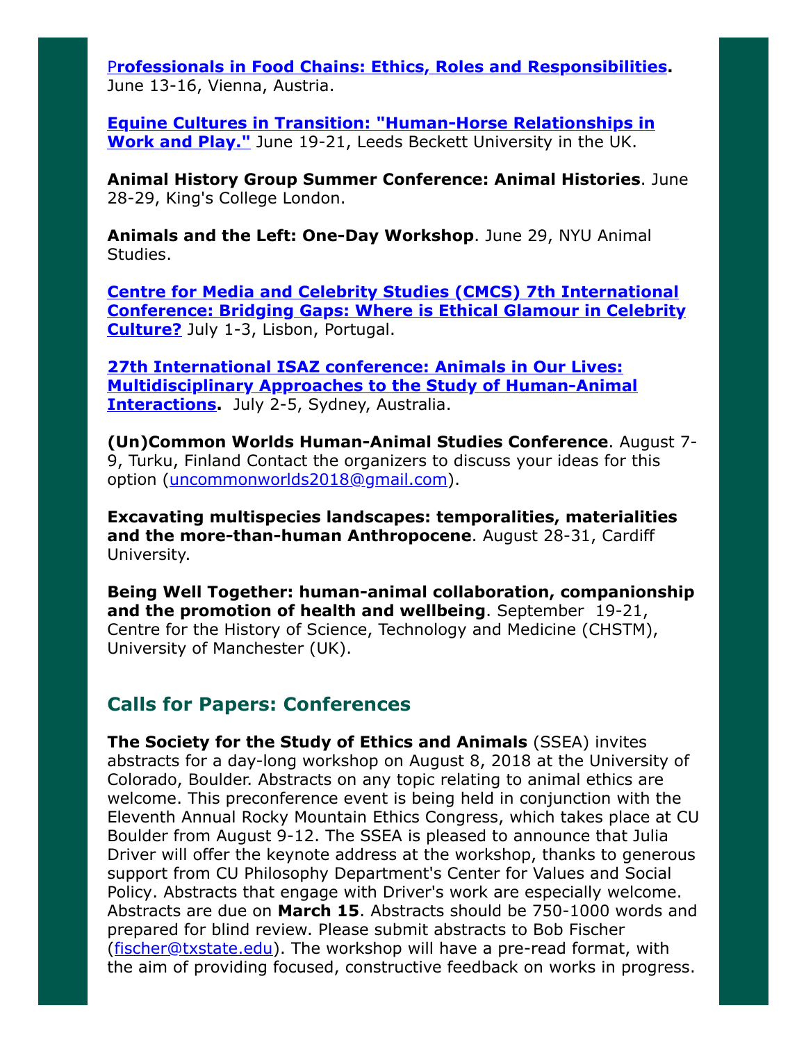**Professionals in Food Chains: Ethics, Roles and Responsibilities.** June 13-16, Vienna, Austria.

**Equine Cultures in Transition: "Human-Horse Relationships in Work and Play."** June 19-21, Leeds Beckett University in the UK.

**Animal History Group Summer Conference: Animal Histories**. June 28-29, King's College London.

**Animals and the Left: One-Day Workshop**. June 29, NYU Animal Studies.

**Centre for Media and Celebrity Studies (CMCS) 7th International Conference: Bridging Gaps: Where is Ethical Glamour in Celebrity Culture?** July 1-3, Lisbon, Portugal.

**27th International ISAZ conference: Animals in Our Lives: Multidisciplinary Approaches to the Study of Human-Animal Interactions.** July 2-5, Sydney, Australia.

**(Un)Common Worlds Human-Animal Studies Conference**. August 7-9, Turku, Finland Contact the organizers to discuss your ideas for this option (uncommonworlds2018@gmail.com).

**Excavating multispecies landscapes: temporalities, materialities and the more-than-human Anthropocene**. August 28-31, Cardiff University.

**Being Well Together: human-animal collaboration, companionship and the promotion of health and wellbeing**. September 19-21, Centre for the History of Science, Technology and Medicine (CHSTM), University of Manchester (UK).

## Calls for Papers: Conferences

**The Society for the Study of Ethics and Animals** (SSEA) invites abstracts for a day-long workshop on August 8, 2018 at the University of Colorado, Boulder. Abstracts on any topic relating to animal ethics are welcome. This preconference event is being held in conjunction with the Eleventh Annual Rocky Mountain Ethics Congress, which takes place at CU Boulder from August 9-12. The SSEA is pleased to announce that Julia Driver will offer the keynote address at the workshop, thanks to generous support from CU Philosophy Department's Center for Values and Social Policy. Abstracts that engage with Driver's work are especially welcome. Abstracts are due on **March 15**. Abstracts should be 750-1000 words and prepared for blind review. Please submit abstracts to Bob Fischer (fischer@txstate.edu). The workshop will have a pre-read format, with the aim of providing focused, constructive feedback on works in progress.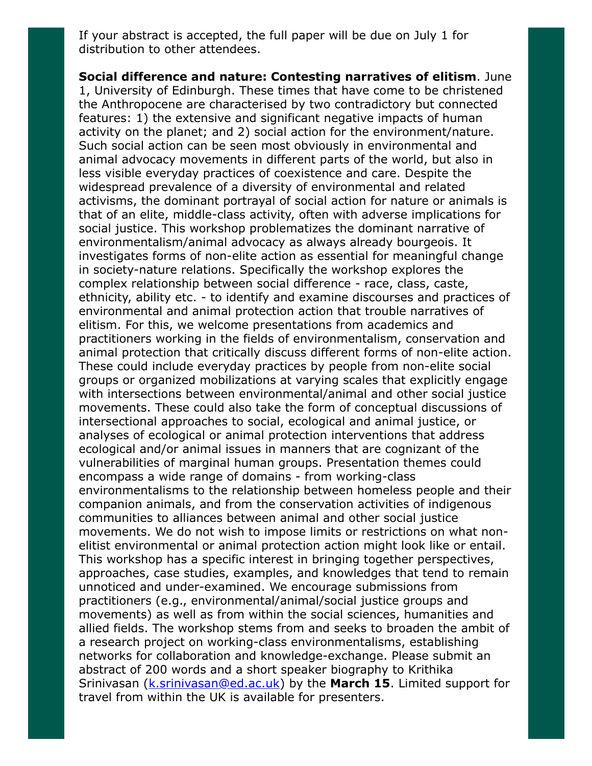If your abstract is accepted, the full paper will be due on July 1 for distribution to other attendees.

**Social difference and nature: Contesting narratives of elitism**. June 1, University of Edinburgh. These times that have come to be christened the Anthropocene are characterised by two contradictory but connected features: 1) the extensive and significant negative impacts of human activity on the planet; and 2) social action for the environment/nature. Such social action can be seen most obviously in environmental and animal advocacy movements in different parts of the world, but also in less visible everyday practices of coexistence and care. Despite the widespread prevalence of a diversity of environmental and related activisms, the dominant portrayal of social action for nature or animals is that of an elite, middle-class activity, often with adverse implications for social justice. This workshop problematizes the dominant narrative of environmentalism/animal advocacy as always already bourgeois. It investigates forms of non-elite action as essential for meaningful change in society-nature relations. Specifically the workshop explores the complex relationship between social difference - race, class, caste, ethnicity, ability etc. - to identify and examine discourses and practices of environmental and animal protection action that trouble narratives of elitism. For this, we welcome presentations from academics and practitioners working in the fields of environmentalism, conservation and animal protection that critically discuss different forms of non-elite action. These could include everyday practices by people from non-elite social groups or organized mobilizations at varying scales that explicitly engage with intersections between environmental/animal and other social justice movements. These could also take the form of conceptual discussions of intersectional approaches to social, ecological and animal justice, or analyses of ecological or animal protection interventions that address ecological and/or animal issues in manners that are cognizant of the vulnerabilities of marginal human groups. Presentation themes could encompass a wide range of domains - from working-class environmentalisms to the relationship between homeless people and their companion animals, and from the conservation activities of indigenous communities to alliances between animal and other social justice movements. We do not wish to impose limits or restrictions on what non-elitist environmental or animal protection action might look like or entail. This workshop has a specific interest in bringing together perspectives, approaches, case studies, examples, and knowledges that tend to remain unnoticed and under-examined. We encourage submissions from practitioners (e.g., environmental/animal/social justice groups and movements) as well as from within the social sciences, humanities and allied fields. The workshop stems from and seeks to broaden the ambit of a research project on working-class environmentalisms, establishing networks for collaboration and knowledge-exchange. Please submit an abstract of 200 words and a short speaker biography to Krithika Srinivasan (k.srinivasan@ed.ac.uk) by the **March 15**. Limited support for travel from within the UK is available for presenters.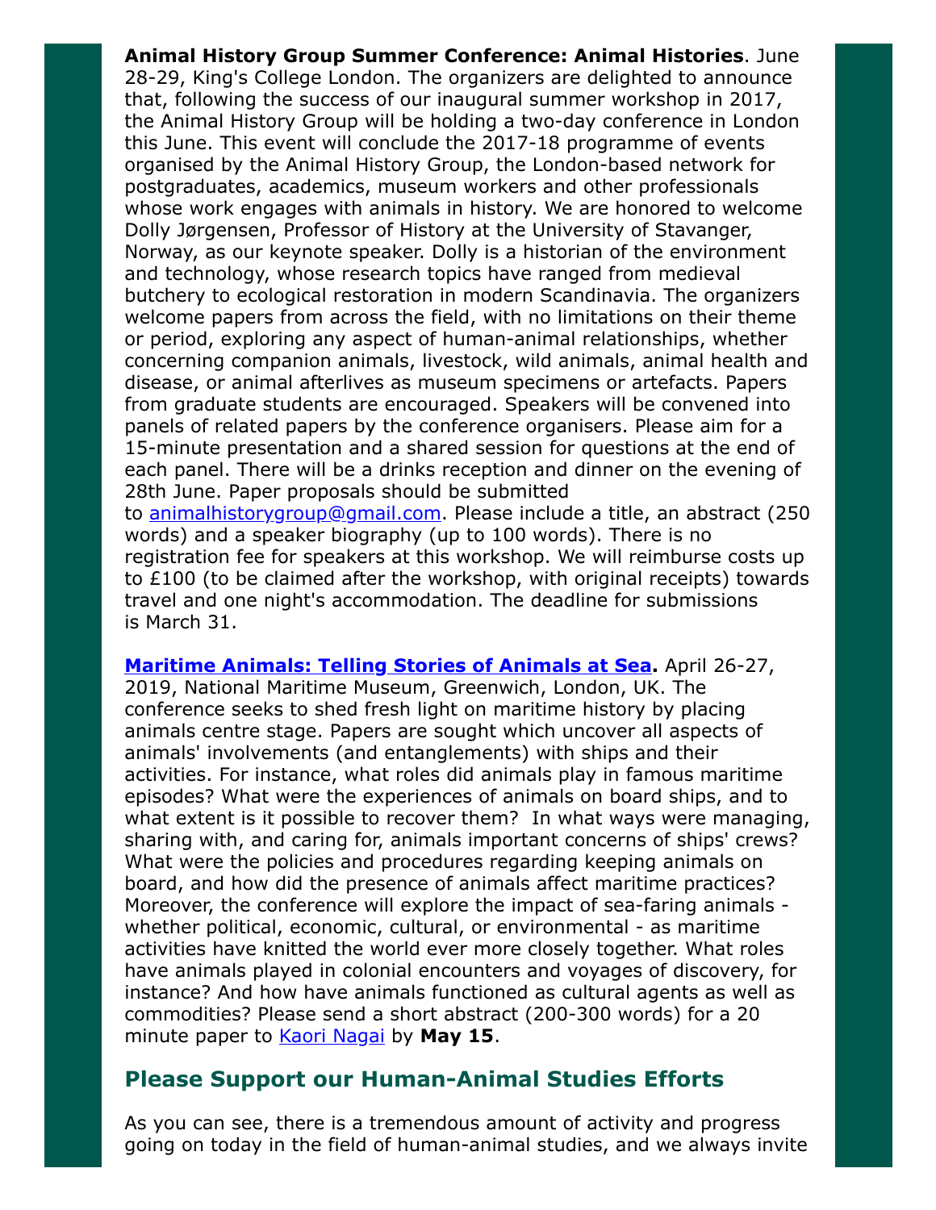**Animal History Group Summer Conference: Animal Histories**. June 28-29, King's College London. The organizers are delighted to announce that, following the success of our inaugural summer workshop in 2017, the Animal History Group will be holding a two-day conference in London this June. This event will conclude the 2017-18 programme of events organised by the Animal History Group, the London-based network for postgraduates, academics, museum workers and other professionals whose work engages with animals in history. We are honored to welcome Dolly Jørgensen, Professor of History at the University of Stavanger, Norway, as our keynote speaker. Dolly is a historian of the environment and technology, whose research topics have ranged from medieval butchery to ecological restoration in modern Scandinavia. The organizers welcome papers from across the field, with no limitations on their theme or period, exploring any aspect of human-animal relationships, whether concerning companion animals, livestock, wild animals, animal health and disease, or animal afterlives as museum specimens or artefacts. Papers from graduate students are encouraged. Speakers will be convened into panels of related papers by the conference organisers. Please aim for a 15-minute presentation and a shared session for questions at the end of each panel. There will be a drinks reception and dinner on the evening of 28th June. Paper proposals should be submitted to animalhistorygroup@gmail.com. Please include a title, an abstract (250 words) and a speaker biography (up to 100 words). There is no registration fee for speakers at this workshop. We will reimburse costs up to £100 (to be claimed after the workshop, with original receipts) towards travel and one night's accommodation. The deadline for submissions is March 31.

**Maritime Animals: Telling Stories of Animals at Sea.** April 26-27, 2019, National Maritime Museum, Greenwich, London, UK. The conference seeks to shed fresh light on maritime history by placing animals centre stage. Papers are sought which uncover all aspects of animals' involvements (and entanglements) with ships and their activities. For instance, what roles did animals play in famous maritime episodes? What were the experiences of animals on board ships, and to what extent is it possible to recover them? In what ways were managing, sharing with, and caring for, animals important concerns of ships' crews? What were the policies and procedures regarding keeping animals on board, and how did the presence of animals affect maritime practices? Moreover, the conference will explore the impact of sea-faring animals - whether political, economic, cultural, or environmental - as maritime activities have knitted the world ever more closely together. What roles have animals played in colonial encounters and voyages of discovery, for instance? And how have animals functioned as cultural agents as well as commodities? Please send a short abstract (200-300 words) for a 20 minute paper to Kaori Nagai by **May 15**.

## Please Support our Human-Animal Studies Efforts

As you can see, there is a tremendous amount of activity and progress going on today in the field of human-animal studies, and we always invite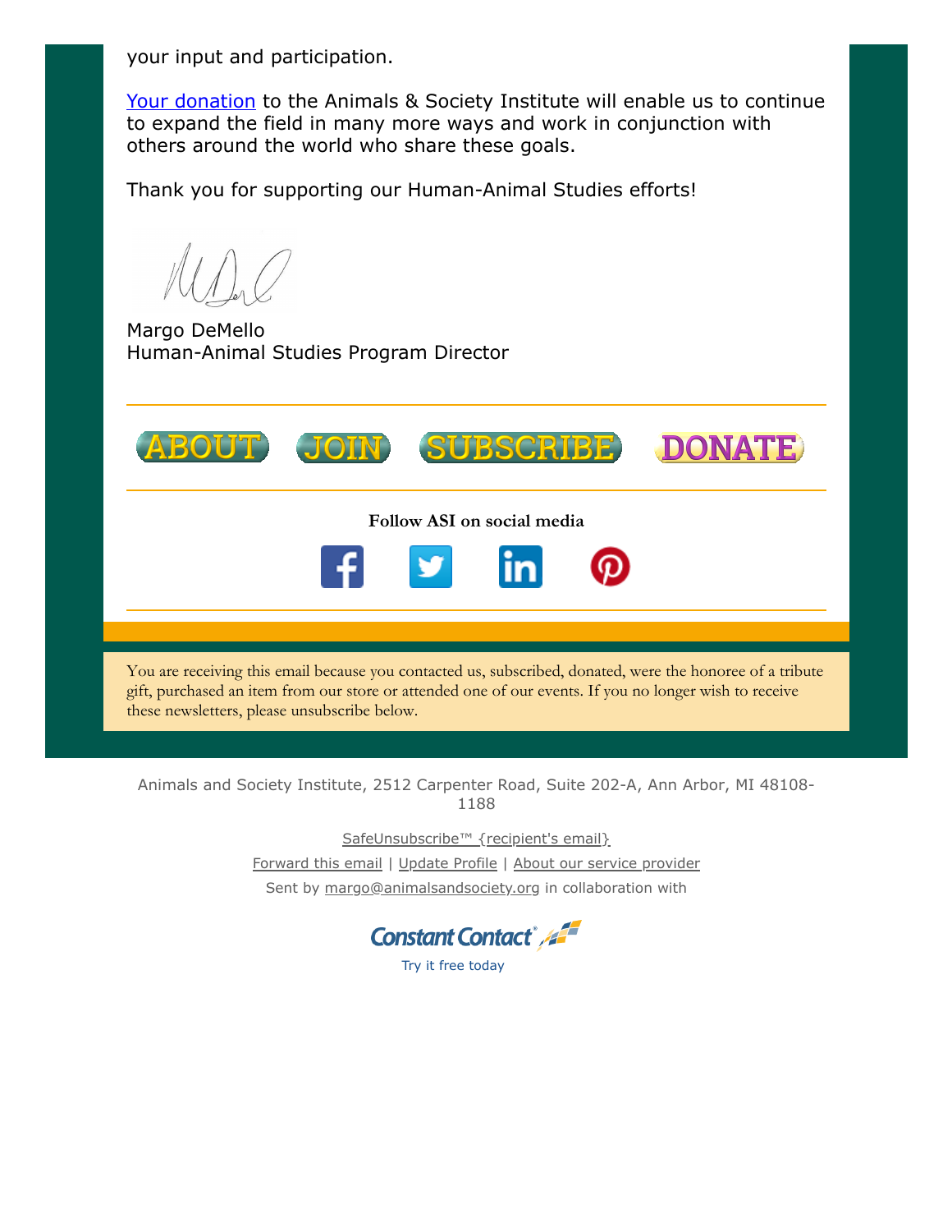your input and participation.

Your donation to the Animals & Society Institute will enable us to continue to expand the field in many more ways and work in conjunction with others around the world who share these goals.

Thank you for supporting our Human-Animal Studies efforts!

Margo DeMello
Human-Animal Studies Program Director

ABOUT JOIN SUBSCRIBE DONATE

**Follow ASI on social media**

You are receiving this email because you contacted us, subscribed, donated, were the honoree of a tribute gift, purchased an item from our store or attended one of our events. If you no longer wish to receive these newsletters, please unsubscribe below.

Animals and Society Institute, 2512 Carpenter Road, Suite 202-A, Ann Arbor, MI 48108-1188

SafeUnsubscribe™ {recipient's email}

Forward this email | Update Profile | About our service provider

Sent by margo@animalsandsociety.org in collaboration with

Constant Contact

Try it free today